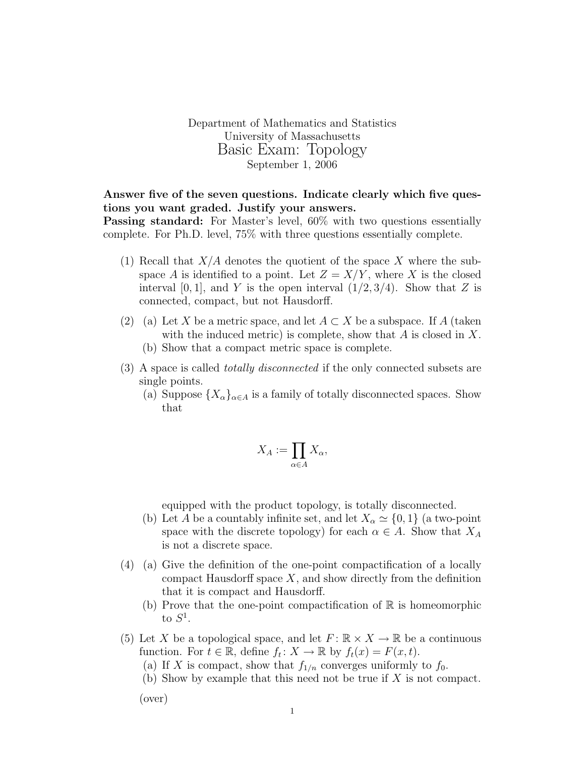Department of Mathematics and Statistics
University of Massachusetts

# Basic Exam: Topology

September 1, 2006

**Answer five of the seven questions. Indicate clearly which five questions you want graded. Justify your answers.**
**Passing standard:** For Master's level, 60% with two questions essentially complete. For Ph.D. level, 75% with three questions essentially complete.

(1) Recall that $X/A$ denotes the quotient of the space $X$ where the subspace $A$ is identified to a point. Let $Z = X/Y$, where $X$ is the closed interval $[0, 1]$, and $Y$ is the open interval $(1/2, 3/4)$. Show that $Z$ is connected, compact, but not Hausdorff.

(2) (a) Let $X$ be a metric space, and let $A \subset X$ be a subspace. If $A$ (taken with the induced metric) is complete, show that $A$ is closed in $X$.
   (b) Show that a compact metric space is complete.

(3) A space is called *totally disconnected* if the only connected subsets are single points.
   (a) Suppose $\{X_\alpha\}_{\alpha \in A}$ is a family of totally disconnected spaces. Show that

$$X_A := \prod_{\alpha \in A} X_\alpha,$$

   equipped with the product topology, is totally disconnected.
   (b) Let $A$ be a countably infinite set, and let $X_\alpha \simeq \{0, 1\}$ (a two-point space with the discrete topology) for each $\alpha \in A$. Show that $X_A$ is not a discrete space.

(4) (a) Give the definition of the one-point compactification of a locally compact Hausdorff space $X$, and show directly from the definition that it is compact and Hausdorff.
   (b) Prove that the one-point compactification of $\mathbb{R}$ is homeomorphic to $S^1$.

(5) Let $X$ be a topological space, and let $F : \mathbb{R} \times X \to \mathbb{R}$ be a continuous function. For $t \in \mathbb{R}$, define $f_t : X \to \mathbb{R}$ by $f_t(x) = F(x, t)$.
   (a) If $X$ is compact, show that $f_{1/n}$ converges uniformly to $f_0$.
   (b) Show by example that this need not be true if $X$ is not compact.

(over)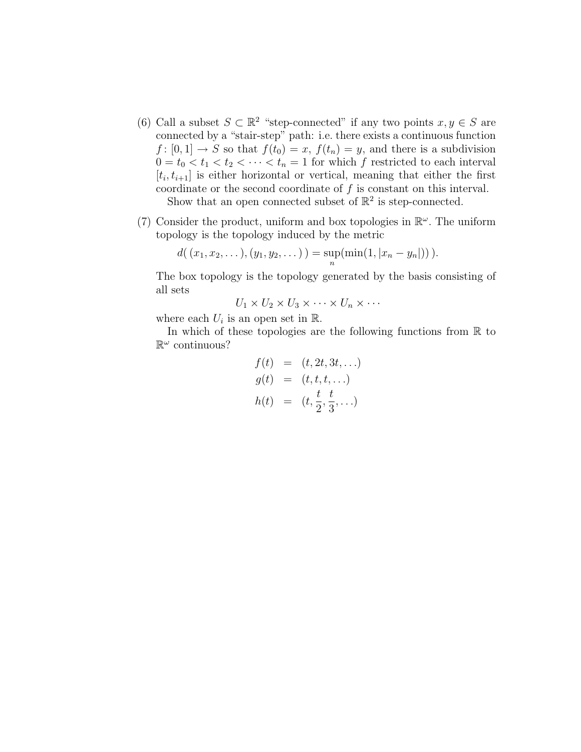(6) Call a subset $S \subset \mathbb{R}^2$ "step-connected" if any two points $x, y \in S$ are connected by a "stair-step" path: i.e. there exists a continuous function $f\colon [0,1] \to S$ so that $f(t_0) = x$, $f(t_n) = y$, and there is a subdivision $0 = t_0 < t_1 < t_2 < \cdots < t_n = 1$ for which $f$ restricted to each interval $[t_i, t_{i+1}]$ is either horizontal or vertical, meaning that either the first coordinate or the second coordinate of $f$ is constant on this interval.

Show that an open connected subset of $\mathbb{R}^2$ is step-connected.

(7) Consider the product, uniform and box topologies in $\mathbb{R}^\omega$. The uniform topology is the topology induced by the metric

$$d(\,(x_1, x_2, \dots), (y_1, y_2, \dots)\,) = \sup_n(\min(1, |x_n - y_n|))\,).$$

The box topology is the topology generated by the basis consisting of all sets

$$U_1 \times U_2 \times U_3 \times \cdots \times U_n \times \cdots$$

where each $U_i$ is an open set in $\mathbb{R}$.

In which of these topologies are the following functions from $\mathbb{R}$ to $\mathbb{R}^\omega$ continuous?

$$\begin{aligned} f(t) &= (t, 2t, 3t, \dots) \\ g(t) &= (t, t, t, \dots) \\ h(t) &= (t, \frac{t}{2}, \frac{t}{3}, \dots) \end{aligned}$$